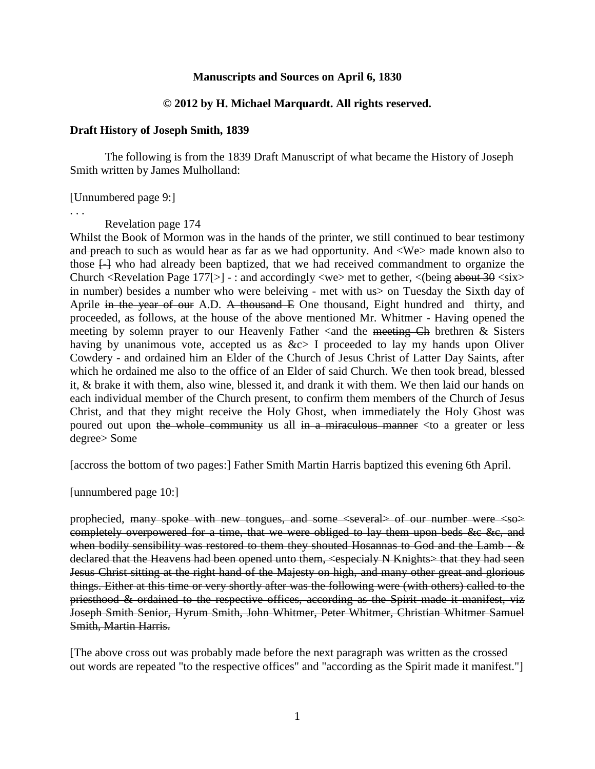**Manuscripts and Sources on April 6, 1830**

**© 2012 by H. Michael Marquardt. All rights reserved.**

**Draft History of Joseph Smith, 1839**

The following is from the 1839 Draft Manuscript of what became the History of Joseph Smith written by James Mulholland:

[Unnumbered page 9:]

. . .

Revelation page 174

Whilst the Book of Mormon was in the hands of the printer, we still continued to bear testimony ~~and preach~~ to such as would hear as far as we had opportunity. ~~And~~ <We> made known also to those ~~[-]~~ who had already been baptized, that we had received commandment to organize the Church <Revelation Page 177[>] - : and accordingly <we> met to gether, <(being ~~about 30~~ <six> in number) besides a number who were beleiving - met with us> on Tuesday the Sixth day of Aprile ~~in the year of our~~ A.D. ~~A thousand E~~ One thousand, Eight hundred and thirty, and proceeded, as follows, at the house of the above mentioned Mr. Whitmer - Having opened the meeting by solemn prayer to our Heavenly Father <and the ~~meeting Ch~~ brethren & Sisters having by unanimous vote, accepted us as &c> I proceeded to lay my hands upon Oliver Cowdery - and ordained him an Elder of the Church of Jesus Christ of Latter Day Saints, after which he ordained me also to the office of an Elder of said Church. We then took bread, blessed it, & brake it with them, also wine, blessed it, and drank it with them. We then laid our hands on each individual member of the Church present, to confirm them members of the Church of Jesus Christ, and that they might receive the Holy Ghost, when immediately the Holy Ghost was poured out upon ~~the whole community~~ us all ~~in a miraculous manner~~ <to a greater or less degree> Some

[accross the bottom of two pages:] Father Smith Martin Harris baptized this evening 6th April.

[unnumbered page 10:]

prophecied, ~~many spoke with new tongues, and some <several> of our number were <so> completely overpowered for a time, that we were obliged to lay them upon beds &c &c, and when bodily sensibility was restored to them they shouted Hosannas to God and the Lamb - & declared that the Heavens had been opened unto them, <especialy N Knights> that they had seen Jesus Christ sitting at the right hand of the Majesty on high, and many other great and glorious things. Either at this time or very shortly after was the following were (with others) called to the priesthood & ordained to the respective offices, according as the Spirit made it manifest, viz Joseph Smith Senior, Hyrum Smith, John Whitmer, Peter Whitmer, Christian Whitmer Samuel Smith, Martin Harris.~~

[The above cross out was probably made before the next paragraph was written as the crossed out words are repeated "to the respective offices" and "according as the Spirit made it manifest."]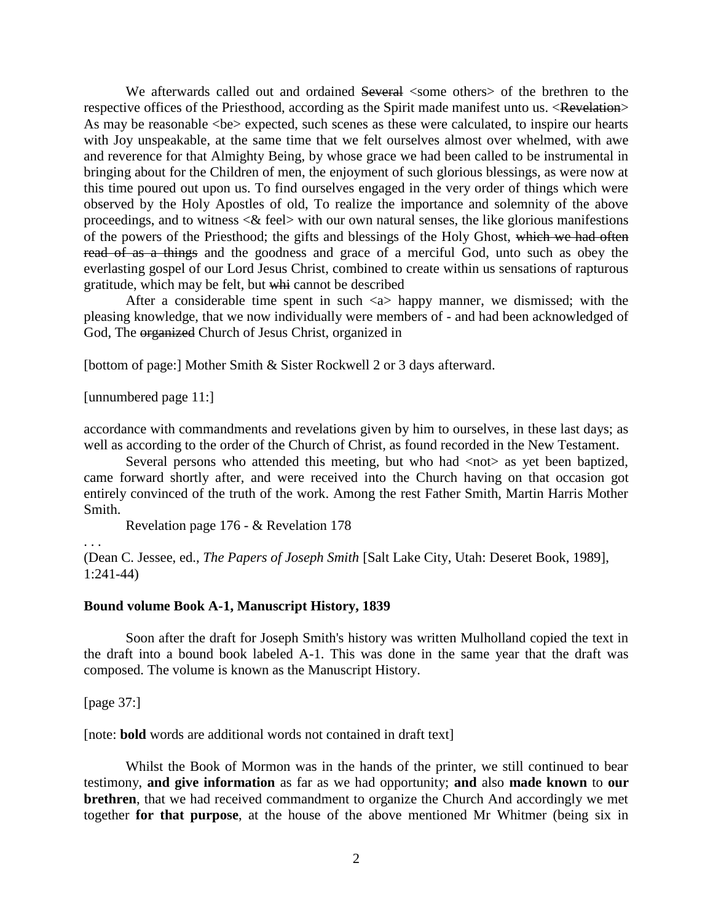We afterwards called out and ordained ~~Several~~ <some others> of the brethren to the respective offices of the Priesthood, according as the Spirit made manifest unto us. <~~Revelation~~> As may be reasonable <be> expected, such scenes as these were calculated, to inspire our hearts with Joy unspeakable, at the same time that we felt ourselves almost over whelmed, with awe and reverence for that Almighty Being, by whose grace we had been called to be instrumental in bringing about for the Children of men, the enjoyment of such glorious blessings, as were now at this time poured out upon us. To find ourselves engaged in the very order of things which were observed by the Holy Apostles of old, To realize the importance and solemnity of the above proceedings, and to witness <& feel> with our own natural senses, the like glorious manifestions of the powers of the Priesthood; the gifts and blessings of the Holy Ghost, ~~which we had often read of as a things~~ and the goodness and grace of a merciful God, unto such as obey the everlasting gospel of our Lord Jesus Christ, combined to create within us sensations of rapturous gratitude, which may be felt, but ~~whi~~ cannot be described

After a considerable time spent in such <a> happy manner, we dismissed; with the pleasing knowledge, that we now individually were members of - and had been acknowledged of God, The ~~organized~~ Church of Jesus Christ, organized in

[bottom of page:] Mother Smith & Sister Rockwell 2 or 3 days afterward.

[unnumbered page 11:]

accordance with commandments and revelations given by him to ourselves, in these last days; as well as according to the order of the Church of Christ, as found recorded in the New Testament.

Several persons who attended this meeting, but who had <not> as yet been baptized, came forward shortly after, and were received into the Church having on that occasion got entirely convinced of the truth of the work. Among the rest Father Smith, Martin Harris Mother Smith.

Revelation page 176 - & Revelation 178

. . .

(Dean C. Jessee, ed., *The Papers of Joseph Smith* [Salt Lake City, Utah: Deseret Book, 1989], 1:241-44)

**Bound volume Book A-1, Manuscript History, 1839**

Soon after the draft for Joseph Smith's history was written Mulholland copied the text in the draft into a bound book labeled A-1. This was done in the same year that the draft was composed. The volume is known as the Manuscript History.

[page 37:]

[note: **bold** words are additional words not contained in draft text]

Whilst the Book of Mormon was in the hands of the printer, we still continued to bear testimony, **and give information** as far as we had opportunity; **and** also **made known** to **our brethren**, that we had received commandment to organize the Church And accordingly we met together **for that purpose**, at the house of the above mentioned Mr Whitmer (being six in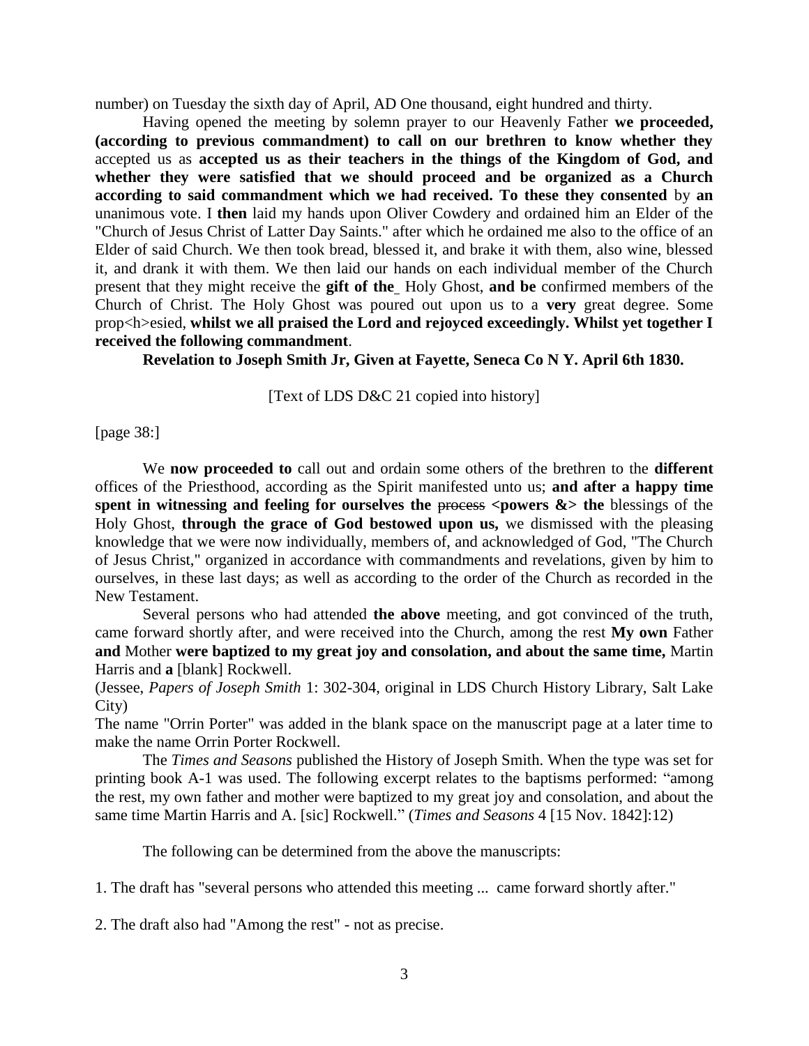number) on Tuesday the sixth day of April, AD One thousand, eight hundred and thirty.

Having opened the meeting by solemn prayer to our Heavenly Father **we proceeded, (according to previous commandment) to call on our brethren to know whether they** accepted us as **accepted us as their teachers in the things of the Kingdom of God, and whether they were satisfied that we should proceed and be organized as a Church according to said commandment which we had received. To these they consented** by **an** unanimous vote. I **then** laid my hands upon Oliver Cowdery and ordained him an Elder of the "Church of Jesus Christ of Latter Day Saints." after which he ordained me also to the office of an Elder of said Church. We then took bread, blessed it, and brake it with them, also wine, blessed it, and drank it with them. We then laid our hands on each individual member of the Church present that they might receive the **gift of the**_ Holy Ghost, **and be** confirmed members of the Church of Christ. The Holy Ghost was poured out upon us to a **very** great degree. Some prop<h>esied, **whilst we all praised the Lord and rejoyced exceedingly. Whilst yet together I received the following commandment**.

**Revelation to Joseph Smith Jr, Given at Fayette, Seneca Co N Y. April 6th 1830.**

[Text of LDS D&C 21 copied into history]

[page 38:]

We **now proceeded to** call out and ordain some others of the brethren to the **different** offices of the Priesthood, according as the Spirit manifested unto us; **and after a happy time spent in witnessing and feeling for ourselves the** ~~process~~ **<powers &> the** blessings of the Holy Ghost, **through the grace of God bestowed upon us,** we dismissed with the pleasing knowledge that we were now individually, members of, and acknowledged of God, "The Church of Jesus Christ," organized in accordance with commandments and revelations, given by him to ourselves, in these last days; as well as according to the order of the Church as recorded in the New Testament.

Several persons who had attended **the above** meeting, and got convinced of the truth, came forward shortly after, and were received into the Church, among the rest **My own** Father **and** Mother **were baptized to my great joy and consolation, and about the same time,** Martin Harris and **a** [blank] Rockwell.

(Jessee, *Papers of Joseph Smith* 1: 302-304, original in LDS Church History Library, Salt Lake City)

The name "Orrin Porter" was added in the blank space on the manuscript page at a later time to make the name Orrin Porter Rockwell.

The *Times and Seasons* published the History of Joseph Smith. When the type was set for printing book A-1 was used. The following excerpt relates to the baptisms performed: "among the rest, my own father and mother were baptized to my great joy and consolation, and about the same time Martin Harris and A. [sic] Rockwell." (*Times and Seasons* 4 [15 Nov. 1842]:12)

The following can be determined from the above the manuscripts:

1. The draft has "several persons who attended this meeting ... came forward shortly after."

2. The draft also had "Among the rest" - not as precise.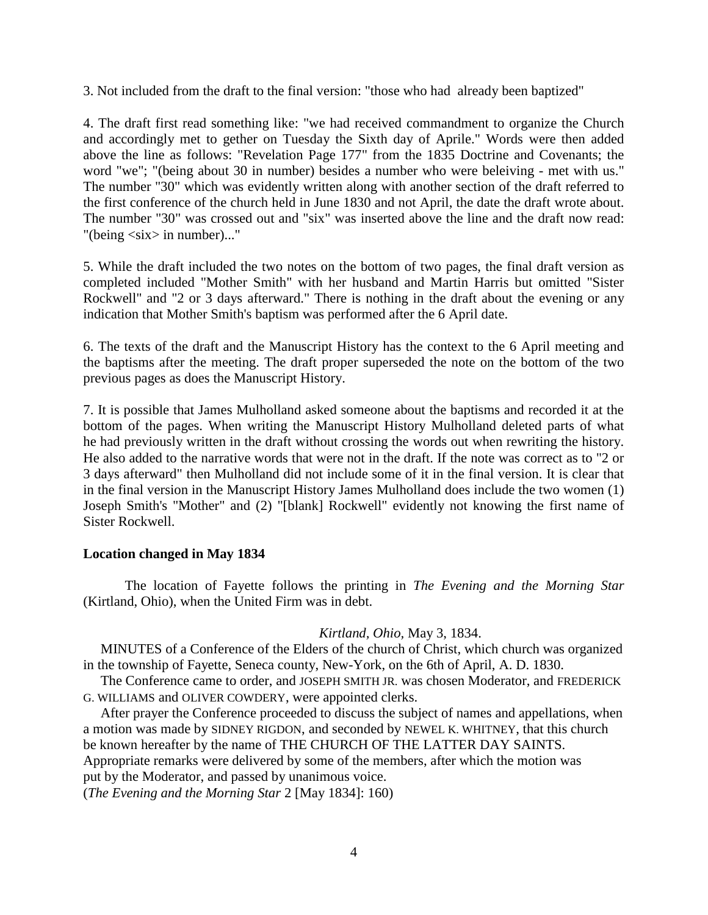3. Not included from the draft to the final version: "those who had already been baptized"

4. The draft first read something like: "we had received commandment to organize the Church and accordingly met to gether on Tuesday the Sixth day of Aprile." Words were then added above the line as follows: "Revelation Page 177" from the 1835 Doctrine and Covenants; the word "we"; "(being about 30 in number) besides a number who were beleiving - met with us." The number "30" which was evidently written along with another section of the draft referred to the first conference of the church held in June 1830 and not April, the date the draft wrote about. The number "30" was crossed out and "six" was inserted above the line and the draft now read: "(being <six> in number)..."

5. While the draft included the two notes on the bottom of two pages, the final draft version as completed included "Mother Smith" with her husband and Martin Harris but omitted "Sister Rockwell" and "2 or 3 days afterward." There is nothing in the draft about the evening or any indication that Mother Smith's baptism was performed after the 6 April date.

6. The texts of the draft and the Manuscript History has the context to the 6 April meeting and the baptisms after the meeting. The draft proper superseded the note on the bottom of the two previous pages as does the Manuscript History.

7. It is possible that James Mulholland asked someone about the baptisms and recorded it at the bottom of the pages. When writing the Manuscript History Mulholland deleted parts of what he had previously written in the draft without crossing the words out when rewriting the history. He also added to the narrative words that were not in the draft. If the note was correct as to "2 or 3 days afterward" then Mulholland did not include some of it in the final version. It is clear that in the final version in the Manuscript History James Mulholland does include the two women (1) Joseph Smith's "Mother" and (2) "[blank] Rockwell" evidently not knowing the first name of Sister Rockwell.

**Location changed in May 1834**

The location of Fayette follows the printing in *The Evening and the Morning Star* (Kirtland, Ohio), when the United Firm was in debt.

*Kirtland, Ohio*, May 3, 1834.

MINUTES of a Conference of the Elders of the church of Christ, which church was organized in the township of Fayette, Seneca county, New-York, on the 6th of April, A. D. 1830.

The Conference came to order, and JOSEPH SMITH JR. was chosen Moderator, and FREDERICK G. WILLIAMS and OLIVER COWDERY, were appointed clerks.

After prayer the Conference proceeded to discuss the subject of names and appellations, when a motion was made by SIDNEY RIGDON, and seconded by NEWEL K. WHITNEY, that this church be known hereafter by the name of THE CHURCH OF THE LATTER DAY SAINTS. Appropriate remarks were delivered by some of the members, after which the motion was put by the Moderator, and passed by unanimous voice.
(*The Evening and the Morning Star* 2 [May 1834]: 160)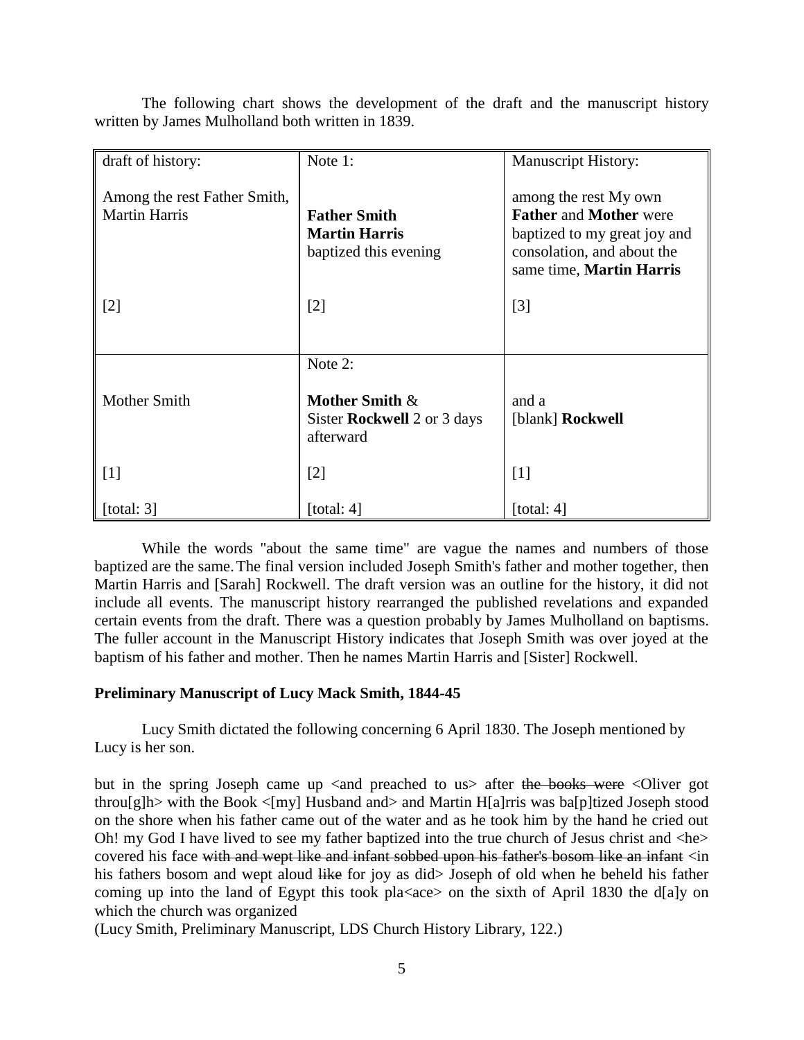The following chart shows the development of the draft and the manuscript history written by James Mulholland both written in 1839.

| draft of history: | Note 1: | Manuscript History: |
|---|---|---|
| Among the rest Father Smith, Martin Harris | **Father Smith** **Martin Harris** baptized this evening | among the rest My own **Father** and **Mother** were baptized to my great joy and consolation, and about the same time, **Martin Harris** |
| [2] | [2] | [3] |
| | Note 2: | |
| Mother Smith | **Mother Smith** & Sister **Rockwell** 2 or 3 days afterward | and a [blank] **Rockwell** |
| [1] | [2] | [1] |
| [total: 3] | [total: 4] | [total: 4] |

While the words "about the same time" are vague the names and numbers of those baptized are the same. The final version included Joseph Smith's father and mother together, then Martin Harris and [Sarah] Rockwell. The draft version was an outline for the history, it did not include all events. The manuscript history rearranged the published revelations and expanded certain events from the draft. There was a question probably by James Mulholland on baptisms. The fuller account in the Manuscript History indicates that Joseph Smith was over joyed at the baptism of his father and mother. Then he names Martin Harris and [Sister] Rockwell.

**Preliminary Manuscript of Lucy Mack Smith, 1844-45**

Lucy Smith dictated the following concerning 6 April 1830. The Joseph mentioned by Lucy is her son.

but in the spring Joseph came up <and preached to us> after ~~the books were~~ <Oliver got throu[g]h> with the Book <[my] Husband and> and Martin H[a]rris was ba[p]tized Joseph stood on the shore when his father came out of the water and as he took him by the hand he cried out Oh! my God I have lived to see my father baptized into the true church of Jesus christ and <he> covered his face ~~with and wept like and infant sobbed upon his father's bosom like an infant~~ <in his fathers bosom and wept aloud ~~like~~ for joy as did> Joseph of old when he beheld his father coming up into the land of Egypt this took pla<ace> on the sixth of April 1830 the d[a]y on which the church was organized
(Lucy Smith, Preliminary Manuscript, LDS Church History Library, 122.)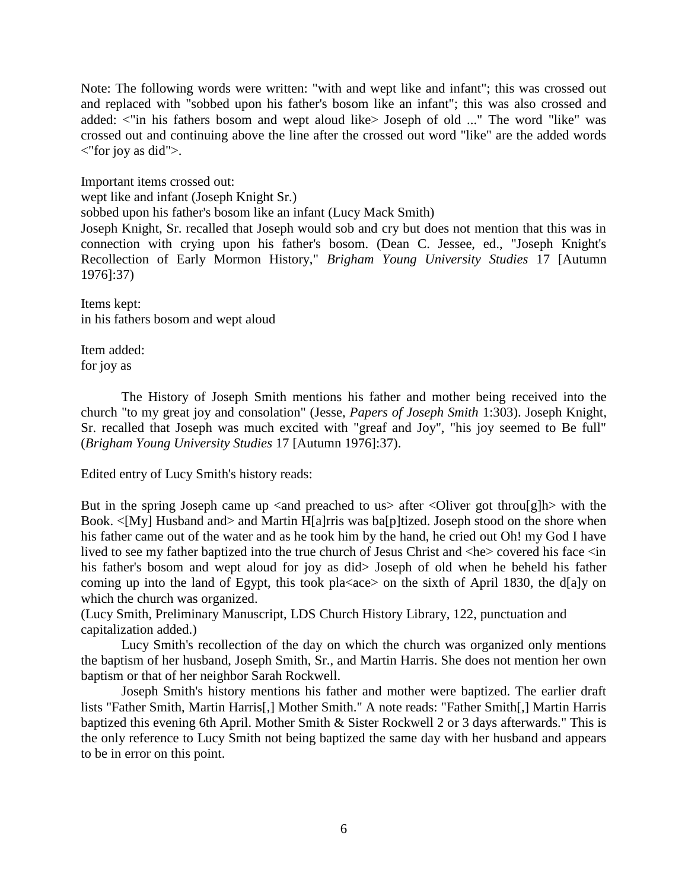Note: The following words were written: "with and wept like and infant"; this was crossed out and replaced with "sobbed upon his father's bosom like an infant"; this was also crossed and added: <"in his fathers bosom and wept aloud like> Joseph of old ..." The word "like" was crossed out and continuing above the line after the crossed out word "like" are the added words <"for joy as did">.

Important items crossed out:
wept like and infant (Joseph Knight Sr.)
sobbed upon his father's bosom like an infant (Lucy Mack Smith)
Joseph Knight, Sr. recalled that Joseph would sob and cry but does not mention that this was in connection with crying upon his father's bosom. (Dean C. Jessee, ed., "Joseph Knight's Recollection of Early Mormon History," *Brigham Young University Studies* 17 [Autumn 1976]:37)

Items kept:
in his fathers bosom and wept aloud

Item added:
for joy as

The History of Joseph Smith mentions his father and mother being received into the church "to my great joy and consolation" (Jesse, *Papers of Joseph Smith* 1:303). Joseph Knight, Sr. recalled that Joseph was much excited with "greaf and Joy", "his joy seemed to Be full" (*Brigham Young University Studies* 17 [Autumn 1976]:37).

Edited entry of Lucy Smith's history reads:

But in the spring Joseph came up <and preached to us> after <Oliver got throu[g]h> with the Book. <[My] Husband and> and Martin H[a]rris was ba[p]tized. Joseph stood on the shore when his father came out of the water and as he took him by the hand, he cried out Oh! my God I have lived to see my father baptized into the true church of Jesus Christ and <he> covered his face <in his father's bosom and wept aloud for joy as did> Joseph of old when he beheld his father coming up into the land of Egypt, this took pla<ace> on the sixth of April 1830, the d[a]y on which the church was organized.
(Lucy Smith, Preliminary Manuscript, LDS Church History Library, 122, punctuation and capitalization added.)

Lucy Smith's recollection of the day on which the church was organized only mentions the baptism of her husband, Joseph Smith, Sr., and Martin Harris. She does not mention her own baptism or that of her neighbor Sarah Rockwell.

Joseph Smith's history mentions his father and mother were baptized. The earlier draft lists "Father Smith, Martin Harris[,] Mother Smith." A note reads: "Father Smith[,] Martin Harris baptized this evening 6th April. Mother Smith & Sister Rockwell 2 or 3 days afterwards." This is the only reference to Lucy Smith not being baptized the same day with her husband and appears to be in error on this point.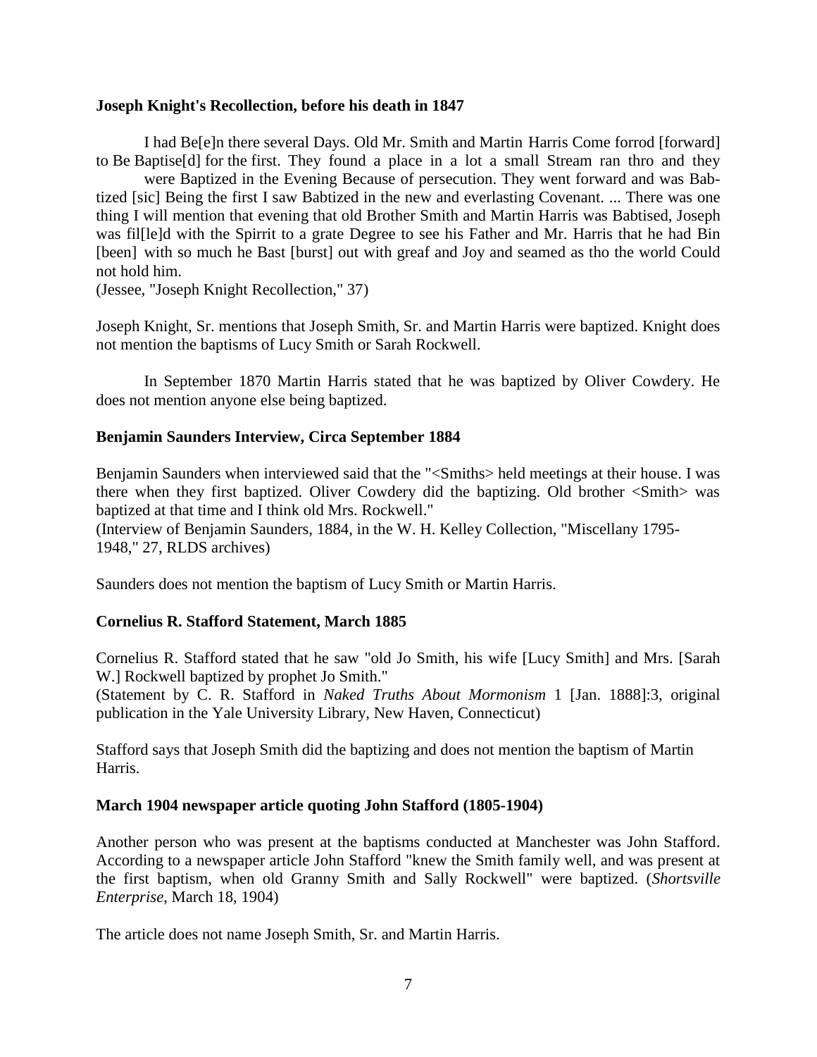**Joseph Knight's Recollection, before his death in 1847**

I had Be[e]n there several Days. Old Mr. Smith and Martin Harris Come forrod [forward] to Be Baptise[d] for the first. They found a place in a lot a small Stream ran thro and they were Baptized in the Evening Because of persecution. They went forward and was Babtized [sic] Being the first I saw Babtized in the new and everlasting Covenant. ... There was one thing I will mention that evening that old Brother Smith and Martin Harris was Babtised, Joseph was fil[le]d with the Spirrit to a grate Degree to see his Father and Mr. Harris that he had Bin [been] with so much he Bast [burst] out with greaf and Joy and seamed as tho the world Could not hold him.
(Jessee, "Joseph Knight Recollection," 37)

Joseph Knight, Sr. mentions that Joseph Smith, Sr. and Martin Harris were baptized. Knight does not mention the baptisms of Lucy Smith or Sarah Rockwell.

In September 1870 Martin Harris stated that he was baptized by Oliver Cowdery. He does not mention anyone else being baptized.

**Benjamin Saunders Interview, Circa September 1884**

Benjamin Saunders when interviewed said that the "<Smiths> held meetings at their house. I was there when they first baptized. Oliver Cowdery did the baptizing. Old brother <Smith> was baptized at that time and I think old Mrs. Rockwell."
(Interview of Benjamin Saunders, 1884, in the W. H. Kelley Collection, "Miscellany 1795-1948," 27, RLDS archives)

Saunders does not mention the baptism of Lucy Smith or Martin Harris.

**Cornelius R. Stafford Statement, March 1885**

Cornelius R. Stafford stated that he saw "old Jo Smith, his wife [Lucy Smith] and Mrs. [Sarah W.] Rockwell baptized by prophet Jo Smith."
(Statement by C. R. Stafford in *Naked Truths About Mormonism* 1 [Jan. 1888]:3, original publication in the Yale University Library, New Haven, Connecticut)

Stafford says that Joseph Smith did the baptizing and does not mention the baptism of Martin Harris.

**March 1904 newspaper article quoting John Stafford (1805-1904)**

Another person who was present at the baptisms conducted at Manchester was John Stafford. According to a newspaper article John Stafford "knew the Smith family well, and was present at the first baptism, when old Granny Smith and Sally Rockwell" were baptized. (*Shortsville Enterprise*, March 18, 1904)

The article does not name Joseph Smith, Sr. and Martin Harris.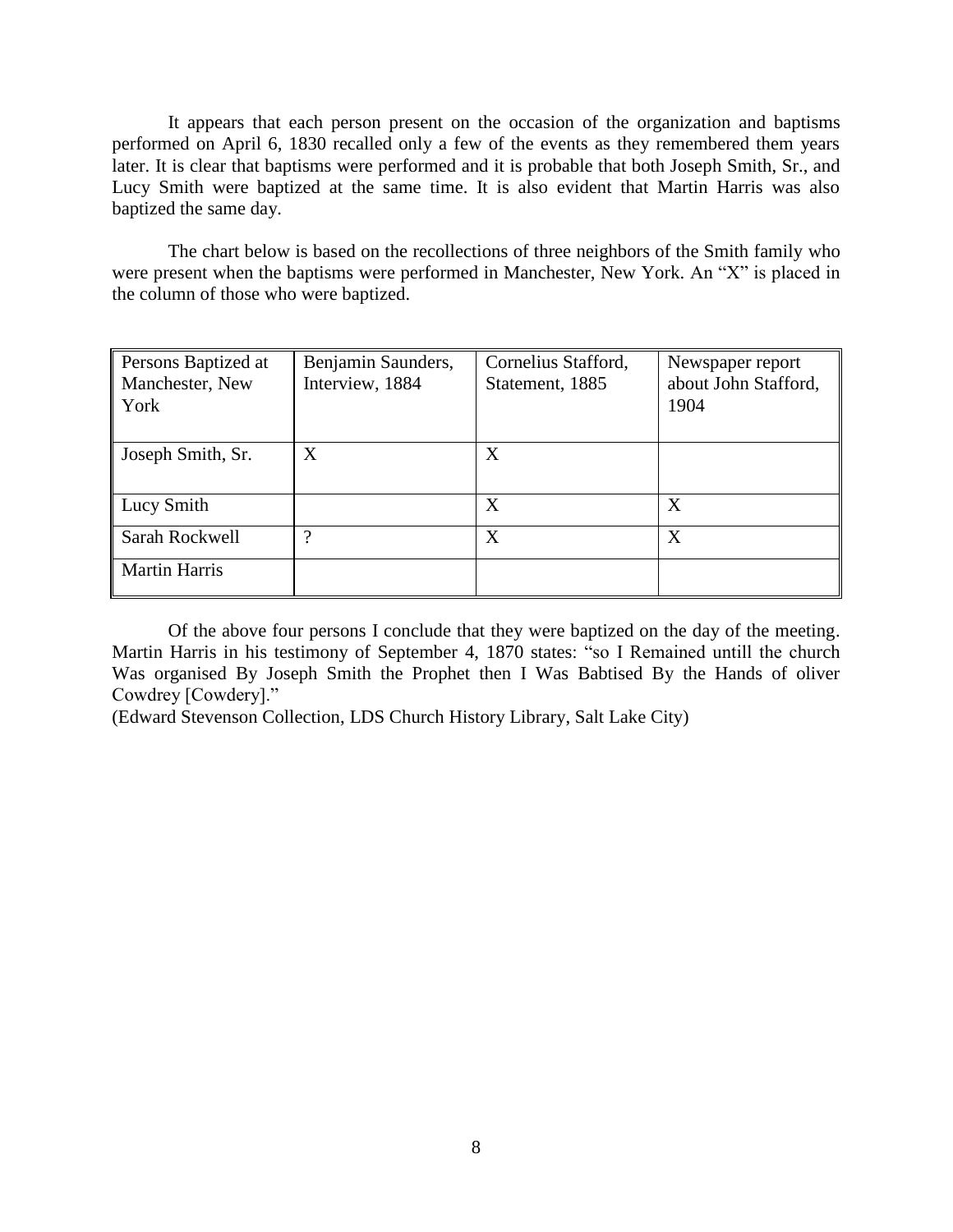It appears that each person present on the occasion of the organization and baptisms performed on April 6, 1830 recalled only a few of the events as they remembered them years later. It is clear that baptisms were performed and it is probable that both Joseph Smith, Sr., and Lucy Smith were baptized at the same time. It is also evident that Martin Harris was also baptized the same day.

The chart below is based on the recollections of three neighbors of the Smith family who were present when the baptisms were performed in Manchester, New York. An "X" is placed in the column of those who were baptized.

| Persons Baptized at Manchester, New York | Benjamin Saunders, Interview, 1884 | Cornelius Stafford, Statement, 1885 | Newspaper report about John Stafford, 1904 |
|---|---|---|---|
| Joseph Smith, Sr. | X | X | |
| Lucy Smith | | X | X |
| Sarah Rockwell | ? | X | X |
| Martin Harris | | | |

Of the above four persons I conclude that they were baptized on the day of the meeting. Martin Harris in his testimony of September 4, 1870 states: "so I Remained untill the church Was organised By Joseph Smith the Prophet then I Was Babtised By the Hands of oliver Cowdrey [Cowdery]."
(Edward Stevenson Collection, LDS Church History Library, Salt Lake City)